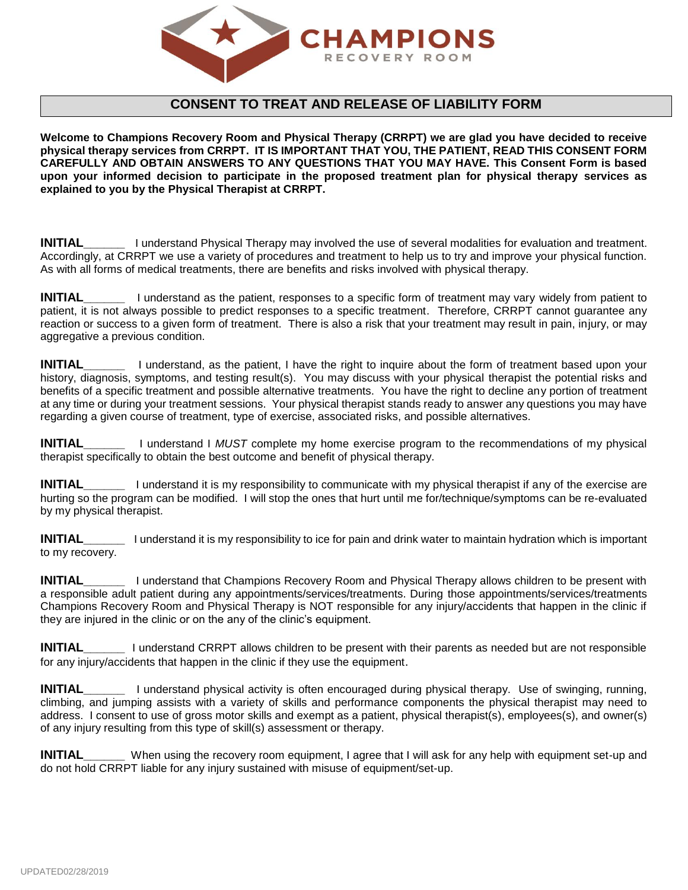# CHAMPIONS

RECOVERY ROOM

## CONSENT TO TREAT AND RELEASE OF LIABILITY FORM

**Welcome to Champions Recovery Room and Physical Therapy (CRRPT) we are glad you have decided to receive physical therapy services from CRRPT. IT IS IMPORTANT THAT YOU, THE PATIENT, READ THIS CONSENT FORM CAREFULLY AND OBTAIN ANSWERS TO ANY QUESTIONS THAT YOU MAY HAVE. This Consent Form is based upon your informed decision to participate in the proposed treatment plan for physical therapy services as explained to you by the Physical Therapist at CRRPT.**

**INITIAL**______ I understand Physical Therapy may involved the use of several modalities for evaluation and treatment. Accordingly, at CRRPT we use a variety of procedures and treatment to help us to try and improve your physical function. As with all forms of medical treatments, there are benefits and risks involved with physical therapy.

**INITIAL**______ I understand as the patient, responses to a specific form of treatment may vary widely from patient to patient, it is not always possible to predict responses to a specific treatment. Therefore, CRRPT cannot guarantee any reaction or success to a given form of treatment. There is also a risk that your treatment may result in pain, injury, or may aggregative a previous condition.

**INITIAL**______ I understand, as the patient, I have the right to inquire about the form of treatment based upon your history, diagnosis, symptoms, and testing result(s). You may discuss with your physical therapist the potential risks and benefits of a specific treatment and possible alternative treatments. You have the right to decline any portion of treatment at any time or during your treatment sessions. Your physical therapist stands ready to answer any questions you may have regarding a given course of treatment, type of exercise, associated risks, and possible alternatives.

**INITIAL**______ I understand I *MUST* complete my home exercise program to the recommendations of my physical therapist specifically to obtain the best outcome and benefit of physical therapy.

**INITIAL**______ I understand it is my responsibility to communicate with my physical therapist if any of the exercise are hurting so the program can be modified. I will stop the ones that hurt until me for/technique/symptoms can be re-evaluated by my physical therapist.

**INITIAL**______ I understand it is my responsibility to ice for pain and drink water to maintain hydration which is important to my recovery.

**INITIAL**______ I understand that Champions Recovery Room and Physical Therapy allows children to be present with a responsible adult patient during any appointments/services/treatments. During those appointments/services/treatments Champions Recovery Room and Physical Therapy is NOT responsible for any injury/accidents that happen in the clinic if they are injured in the clinic or on the any of the clinic's equipment.

**INITIAL**______ I understand CRRPT allows children to be present with their parents as needed but are not responsible for any injury/accidents that happen in the clinic if they use the equipment.

**INITIAL**______ I understand physical activity is often encouraged during physical therapy. Use of swinging, running, climbing, and jumping assists with a variety of skills and performance components the physical therapist may need to address. I consent to use of gross motor skills and exempt as a patient, physical therapist(s), employees(s), and owner(s) of any injury resulting from this type of skill(s) assessment or therapy.

**INITIAL**______ When using the recovery room equipment, I agree that I will ask for any help with equipment set-up and do not hold CRRPT liable for any injury sustained with misuse of equipment/set-up.

UPDATED02/28/2019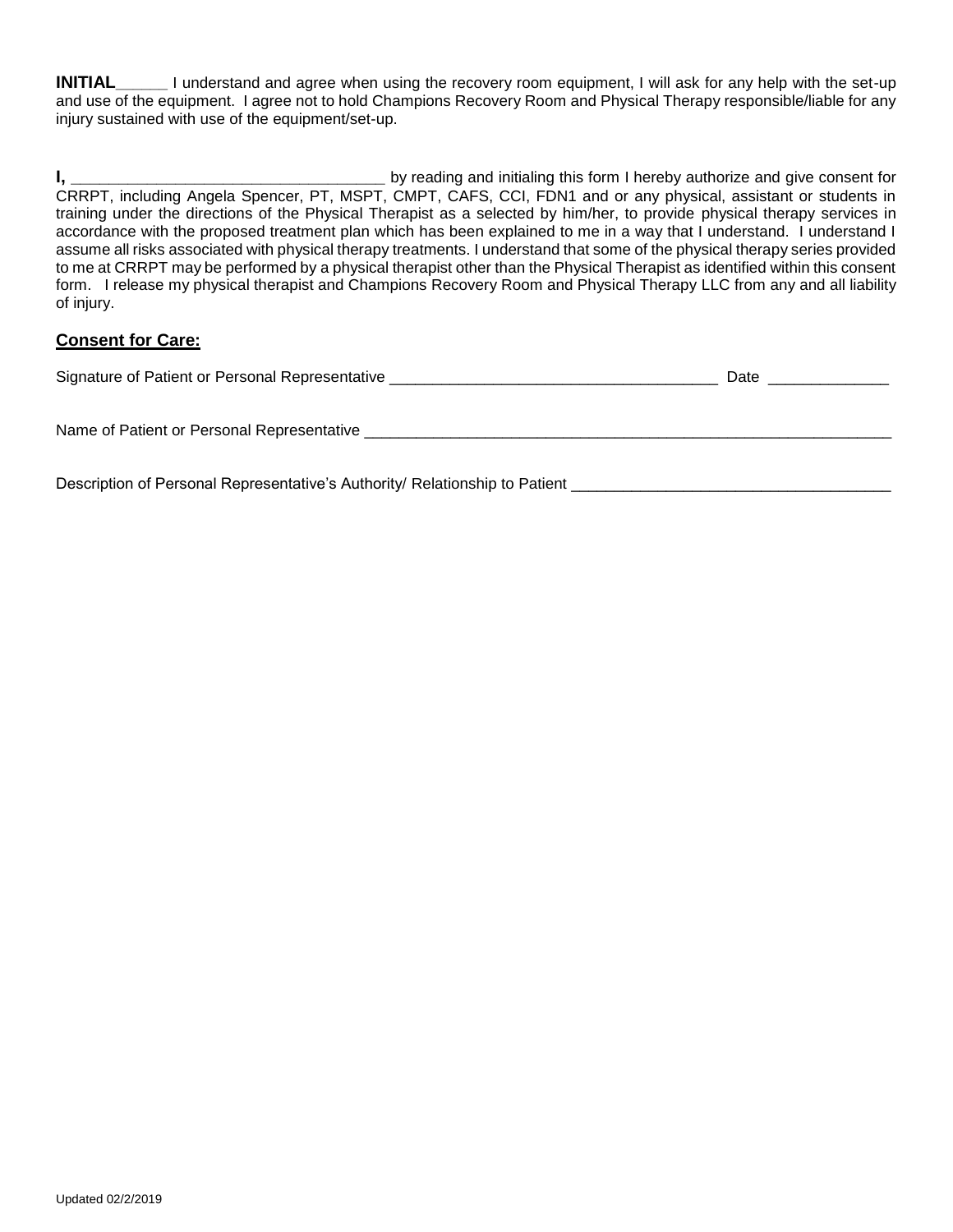**INITIAL______** I understand and agree when using the recovery room equipment, I will ask for any help with the set-up and use of the equipment. I agree not to hold Champions Recovery Room and Physical Therapy responsible/liable for any injury sustained with use of the equipment/set-up.

**I, ____________________________________** by reading and initialing this form I hereby authorize and give consent for CRRPT, including Angela Spencer, PT, MSPT, CMPT, CAFS, CCI, FDN1 and or any physical, assistant or students in training under the directions of the Physical Therapist as a selected by him/her, to provide physical therapy services in accordance with the proposed treatment plan which has been explained to me in a way that I understand. I understand I assume all risks associated with physical therapy treatments. I understand that some of the physical therapy series provided to me at CRRPT may be performed by a physical therapist other than the Physical Therapist as identified within this consent form. I release my physical therapist and Champions Recovery Room and Physical Therapy LLC from any and all liability of injury.

## Consent for Care:

Signature of Patient or Personal Representative _______________________________________ Date ______________

Name of Patient or Personal Representative _________________________________________________________________

Description of Personal Representative's Authority/ Relationship to Patient _____________________________________

Updated 02/2/2019